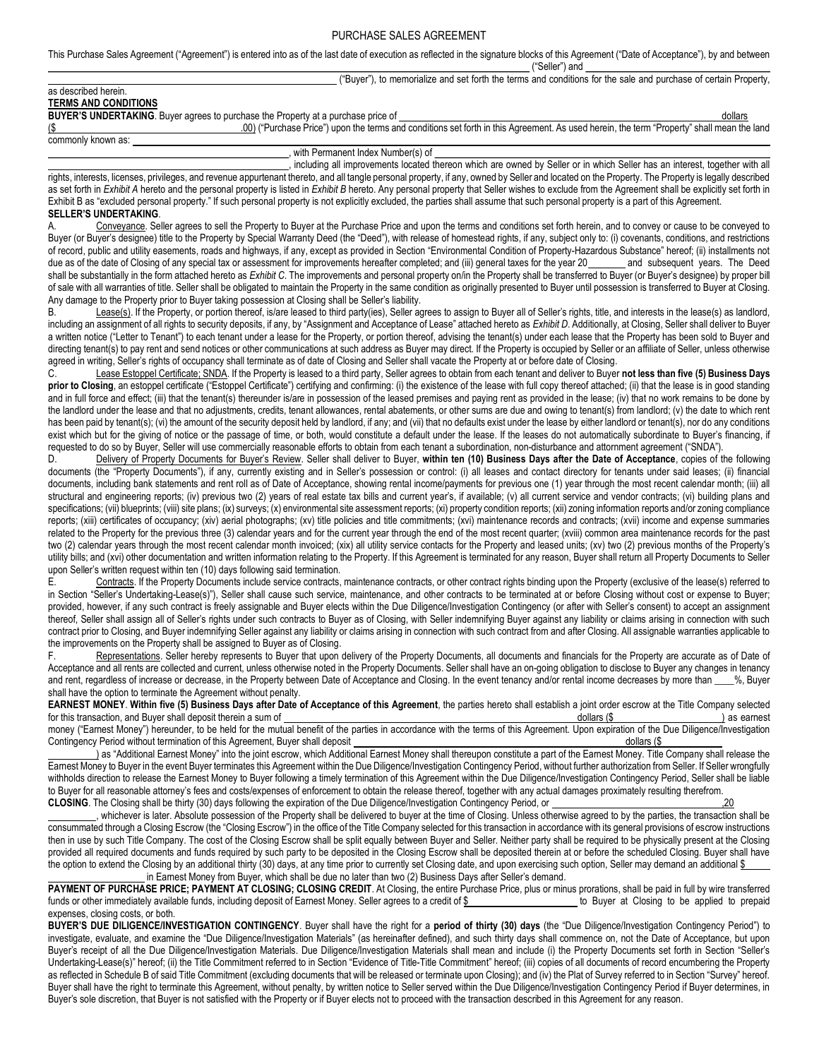# PURCHASE SALES AGREEMENT

This Purchase Sales Agreement ("Agreement") is entered into as of the last date of execution as reflected in the signature blocks of this Agreement ("Date of Acceptance"), by and between ______________________________ ("Seller") and ______________________________ ("Buyer"), to memorialize and set forth the terms and conditions for the sale and purchase of certain Property, as described herein.

## TERMS AND CONDITIONS

**BUYER'S UNDERTAKING**. Buyer agrees to purchase the Property at a purchase price of ______________________________ dollars ($______________.00) ("Purchase Price") upon the terms and conditions set forth in this Agreement. As used herein, the term "Property" shall mean the land commonly known as: ______________________________, with Permanent Index Number(s) of ______________________________, including all improvements located thereon which are owned by Seller or in which Seller has an interest, together with all rights, interests, licenses, privileges, and revenue appurtenant thereto, and all tangle personal property, if any, owned by Seller and located on the Property. The Property is legally described as set forth in *Exhibit A* hereto and the personal property is listed in *Exhibit B* hereto. Any personal property that Seller wishes to exclude from the Agreement shall be explicitly set forth in Exhibit B as "excluded personal property." If such personal property is not explicitly excluded, the parties shall assume that such personal property is a part of this Agreement.

**SELLER'S UNDERTAKING**.

A. Conveyance. Seller agrees to sell the Property to Buyer at the Purchase Price and upon the terms and conditions set forth herein, and to convey or cause to be conveyed to Buyer (or Buyer's designee) title to the Property by Special Warranty Deed (the "Deed"), with release of homestead rights, if any, subject only to: (i) covenants, conditions, and restrictions of record, public and utility easements, roads and highways, if any, except as provided in Section "Environmental Condition of Property-Hazardous Substance" hereof; (ii) installments not due as of the date of Closing of any special tax or assessment for improvements hereafter completed; and (iii) general taxes for the year 20_______ and subsequent years. The Deed shall be substantially in the form attached hereto as *Exhibit C*. The improvements and personal property on/in the Property shall be transferred to Buyer (or Buyer's designee) by proper bill of sale with all warranties of title. Seller shall be obligated to maintain the Property in the same condition as originally presented to Buyer until possession is transferred to Buyer at Closing. Any damage to the Property prior to Buyer taking possession at Closing shall be Seller's liability.

B. Lease(s). If the Property, or portion thereof, is/are leased to third party(ies), Seller agrees to assign to Buyer all of Seller's rights, title, and interests in the lease(s) as landlord, including an assignment of all rights to security deposits, if any, by "Assignment and Acceptance of Lease" attached hereto as *Exhibit D*. Additionally, at Closing, Seller shall deliver to Buyer a written notice ("Letter to Tenant") to each tenant under a lease for the Property, or portion thereof, advising the tenant(s) under each lease that the Property has been sold to Buyer and directing tenant(s) to pay rent and send notices or other communications at such address as Buyer may direct. If the Property is occupied by Seller or an affiliate of Seller, unless otherwise agreed in writing, Seller's rights of occupancy shall terminate as of date of Closing and Seller shall vacate the Property at or before date of Closing.

C. Lease Estoppel Certificate; SNDA. If the Property is leased to a third party, Seller agrees to obtain from each tenant and deliver to Buyer **not less than five (5) Business Days prior to Closing**, an estoppel certificate ("Estoppel Certificate") certifying and confirming: (i) the existence of the lease with full copy thereof attached; (ii) that the lease is in good standing and in full force and effect; (iii) that the tenant(s) thereunder is/are in possession of the leased premises and paying rent as provided in the lease; (iv) that no work remains to be done by the landlord under the lease and that no adjustments, credits, tenant allowances, rental abatements, or other sums are due and owing to tenant(s) from landlord; (v) the date to which rent has been paid by tenant(s); (vi) the amount of the security deposit held by landlord, if any; and (vii) that no defaults exist under the lease by either landlord or tenant(s), nor do any conditions exist which but for the giving of notice or the passage of time, or both, would constitute a default under the lease. If the leases do not automatically subordinate to Buyer's financing, if requested to do so by Buyer, Seller will use commercially reasonable efforts to obtain from each tenant a subordination, non-disturbance and attornment agreement ("SNDA").

D. Delivery of Property Documents for Buyer's Review. Seller shall deliver to Buyer, **within ten (10) Business Days after the Date of Acceptance**, copies of the following documents (the "Property Documents"), if any, currently existing and in Seller's possession or control: (i) all leases and contact directory for tenants under said leases; (ii) financial documents, including bank statements and rent roll as of Date of Acceptance, showing rental income/payments for previous one (1) year through the most recent calendar month; (iii) all structural and engineering reports; (iv) previous two (2) years of real estate tax bills and current year's, if available; (v) all current service and vendor contracts; (vi) building plans and specifications; (vii) blueprints; (viii) site plans; (ix) surveys; (x) environmental site assessment reports; (xi) property condition reports; (xii) zoning information reports and/or zoning compliance reports; (xiii) certificates of occupancy; (xiv) aerial photographs; (xv) title policies and title commitments; (xvi) maintenance records and contracts; (xvii) income and expense summaries related to the Property for the previous three (3) calendar years and for the current year through the end of the most recent quarter; (xviii) common area maintenance records for the past two (2) calendar years through the most recent calendar month invoiced; (xix) all utility service contacts for the Property and leased units; (xv) two (2) previous months of the Property's utility bills; and (xvi) other documentation and written information relating to the Property. If this Agreement is terminated for any reason, Buyer shall return all Property Documents to Seller upon Seller's written request within ten (10) days following said termination.

E. Contracts. If the Property Documents include service contracts, maintenance contracts, or other contract rights binding upon the Property (exclusive of the lease(s) referred to in Section "Seller's Undertaking-Lease(s)"), Seller shall cause such service, maintenance, and other contracts to be terminated at or before Closing without cost or expense to Buyer; provided, however, if any such contract is freely assignable and Buyer elects within the Due Diligence/Investigation Contingency (or after with Seller's consent) to accept an assignment thereof, Seller shall assign all of Seller's rights under such contracts to Buyer as of Closing, with Seller indemnifying Buyer against any liability or claims arising in connection with such contract prior to Closing, and Buyer indemnifying Seller against any liability or claims arising in connection with such contract from and after Closing. All assignable warranties applicable to the improvements on the Property shall be assigned to Buyer as of Closing.

F. Representations. Seller hereby represents to Buyer that upon delivery of the Property Documents, all documents and financials for the Property are accurate as of Date of Acceptance and all rents are collected and current, unless otherwise noted in the Property Documents. Seller shall have an on-going obligation to disclose to Buyer any changes in tenancy and rent, regardless of increase or decrease, in the Property between Date of Acceptance and Closing. In the event tenancy and/or rental income decreases by more than ____%, Buyer shall have the option to terminate the Agreement without penalty.

**EARNEST MONEY**. **Within five (5) Business Days after Date of Acceptance of this Agreement**, the parties hereto shall establish a joint order escrow at the Title Company selected for this transaction, and Buyer shall deposit therein a sum of ______________________________ dollars ($______________) as earnest money ("Earnest Money") hereunder, to be held for the mutual benefit of the parties in accordance with the terms of this Agreement. Upon expiration of the Due Diligence/Investigation Contingency Period without termination of this Agreement, Buyer shall deposit ______________________________ dollars ($______________) as "Additional Earnest Money" into the joint escrow, which Additional Earnest Money shall thereupon constitute a part of the Earnest Money. Title Company shall release the Earnest Money to Buyer in the event Buyer terminates this Agreement within the Due Diligence/Investigation Contingency Period, without further authorization from Seller. If Seller wrongfully withholds direction to release the Earnest Money to Buyer following a timely termination of this Agreement within the Due Diligence/Investigation Contingency Period, Seller shall be liable to Buyer for all reasonable attorney's fees and costs/expenses of enforcement to obtain the release thereof, together with any actual damages proximately resulting therefrom.

**CLOSING**. The Closing shall be thirty (30) days following the expiration of the Due Diligence/Investigation Contingency Period, or ______________________________, 20__________, whichever is later. Absolute possession of the Property shall be delivered to buyer at the time of Closing. Unless otherwise agreed to by the parties, the transaction shall be consummated through a Closing Escrow (the "Closing Escrow") in the office of the Title Company selected for this transaction in accordance with its general provisions of escrow instructions then in use by such Title Company. The cost of the Closing Escrow shall be split equally between Buyer and Seller. Neither party shall be required to be physically present at the Closing provided all required documents and funds required by such party to be deposited in the Closing Escrow shall be deposited therein at or before the scheduled Closing. Buyer shall have the option to extend the Closing by an additional thirty (30) days, at any time prior to currently set Closing date, and upon exercising such option, Seller may demand an additional $______________________ in Earnest Money from Buyer, which shall be due no later than two (2) Business Days after Seller's demand.

**PAYMENT OF PURCHASE PRICE; PAYMENT AT CLOSING; CLOSING CREDIT**. At Closing, the entire Purchase Price, plus or minus prorations, shall be paid in full by wire transferred funds or other immediately available funds, including deposit of Earnest Money. Seller agrees to a credit of $______________________ to Buyer at Closing to be applied to prepaid expenses, closing costs, or both.

**BUYER'S DUE DILIGENCE/INVESTIGATION CONTINGENCY**. Buyer shall have the right for a **period of thirty (30) days** (the "Due Diligence/Investigation Contingency Period") to investigate, evaluate, and examine the "Due Diligence/Investigation Materials" (as hereinafter defined), and such thirty days shall commence on, not the Date of Acceptance, but upon Buyer's receipt of all the Due Diligence/Investigation Materials. Due Diligence/Investigation Materials shall mean and include (i) the Property Documents set forth in Section "Seller's Undertaking-Lease(s)" hereof; (ii) the Title Commitment referred to in Section "Evidence of Title-Title Commitment" hereof; (iii) copies of all documents of record encumbering the Property as reflected in Schedule B of said Title Commitment (excluding documents that will be released or terminate upon Closing); and (iv) the Plat of Survey referred to in Section "Survey" hereof. Buyer shall have the right to terminate this Agreement, without penalty, by written notice to Seller served within the Due Diligence/Investigation Contingency Period if Buyer determines, in Buyer's sole discretion, that Buyer is not satisfied with the Property or if Buyer elects not to proceed with the transaction described in this Agreement for any reason.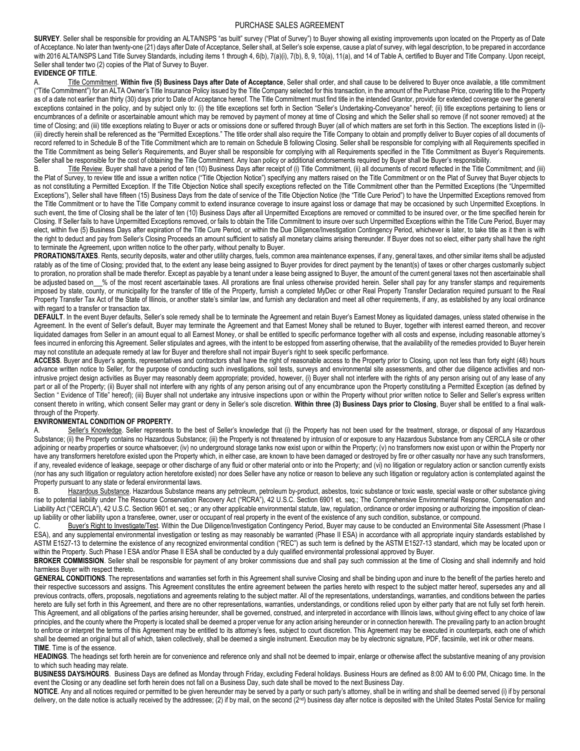PURCHASE SALES AGREEMENT

**SURVEY**. Seller shall be responsible for providing an ALTA/NSPS "as built" survey ("Plat of Survey") to Buyer showing all existing improvements upon located on the Property as of Date of Acceptance. No later than twenty-one (21) days after Date of Acceptance, Seller shall, at Seller's sole expense, cause a plat of survey, with legal description, to be prepared in accordance with 2016 ALTA/NSPS Land Title Survey Standards, including items 1 through 4, 6(b), 7(a)(i), 7(b), 8, 9, 10(a), 11(a), and 14 of Table A, certified to Buyer and Title Company. Upon receipt, Seller shall tender two (2) copies of the Plat of Survey to Buyer.

**EVIDENCE OF TITLE**.

A. Title Commitment. **Within five (5) Business Days after Date of Acceptance**, Seller shall order, and shall cause to be delivered to Buyer once available, a title commitment ("Title Commitment") for an ALTA Owner's Title Insurance Policy issued by the Title Company selected for this transaction, in the amount of the Purchase Price, covering title to the Property as of a date not earlier than thirty (30) days prior to Date of Acceptance hereof. The Title Commitment must find title in the intended Grantor, provide for extended coverage over the general exceptions contained in the policy, and by subject only to: (i) the title exceptions set forth in Section "Seller's Undertaking-Conveyance" hereof; (ii) title exceptions pertaining to liens or encumbrances of a definite or ascertainable amount which may be removed by payment of money at time of Closing and which the Seller shall so remove (if not sooner removed) at the time of Closing; and (iii) title exceptions relating to Buyer or acts or omissions done or suffered through Buyer (all of which matters are set forth in this Section. The exceptions listed in (i)-(iii) directly herein shall be referenced as the "Permitted Exceptions." The title order shall also require the Title Company to obtain and promptly deliver to Buyer copies of all documents of record referred to in Schedule B of the Title Commitment which are to remain on Schedule B following Closing. Seller shall be responsible for complying with all Requirements specified in the Title Commitment as being Seller's Requirements, and Buyer shall be responsible for complying with all Requirements specified in the Title Commitment as Buyer's Requirements. Seller shall be responsible for the cost of obtaining the Title Commitment. Any loan policy or additional endorsements required by Buyer shall be Buyer's responsibility.

B. Title Review. Buyer shall have a period of ten (10) Business Days after receipt of (i) Title Commitment, (ii) all documents of record reflected in the Title Commitment; and (iii) the Plat of Survey, to review title and issue a written notice ("Title Objection Notice") specifying any matters raised on the Title Commitment or on the Plat of Survey that Buyer objects to as not constituting a Permitted Exception. If the Title Objection Notice shall specify exceptions reflected on the Title Commitment other than the Permitted Exceptions (the "Unpermitted Exceptions"), Seller shall have fifteen (15) Business Days from the date of service of the Title Objection Notice (the "Title Cure Period") to have the Unpermitted Exceptions removed from the Title Commitment or to have the Title Company commit to extend insurance coverage to insure against loss or damage that may be occasioned by such Unpermitted Exceptions. In such event, the time of Closing shall be the later of ten (10) Business Days after all Unpermitted Exceptions are removed or committed to be insured over, or the time specified herein for Closing. If Seller fails to have Unpermitted Exceptions removed, or fails to obtain the Title Commitment to insure over such Unpermitted Exceptions within the Title Cure Period, Buyer may elect, within five (5) Business Days after expiration of the Title Cure Period, or within the Due Diligence/Investigation Contingency Period, whichever is later, to take title as it then is with the right to deduct and pay from Seller's Closing Proceeds an amount sufficient to satisfy all monetary claims arising thereunder. If Buyer does not so elect, either party shall have the right to terminate the Agreement, upon written notice to the other party, without penalty to Buyer.

**PRORATIONS/TAXES**. Rents, security deposits, water and other utility charges, fuels, common area maintenance expenses, if any, general taxes, and other similar items shall be adjusted ratably as of the time of Closing; provided that, to the extent any lease being assigned to Buyer provides for direct payment by the tenant(s) of taxes or other charges customarily subject to proration, no proration shall be made therefor. Except as payable by a tenant under a lease being assigned to Buyer, the amount of the current general taxes not then ascertainable shall be adjusted based on__% of the most recent ascertainable taxes. All prorations are final unless otherwise provided herein. Seller shall pay for any transfer stamps and requirements imposed by state, county, or municipality for the transfer of title of the Property, furnish a completed MyDec or other Real Property Transfer Declaration required pursuant to the Real Property Transfer Tax Act of the State of Illinois, or another state's similar law, and furnish any declaration and meet all other requirements, if any, as established by any local ordinance with regard to a transfer or transaction tax.

**DEFAULT**. In the event Buyer defaults, Seller's sole remedy shall be to terminate the Agreement and retain Buyer's Earnest Money as liquidated damages, unless stated otherwise in the Agreement. In the event of Seller's default, Buyer may terminate the Agreement and that Earnest Money shall be retuned to Buyer, together with interest earned thereon, and recover liquidated damages from Seller in an amount equal to all Earnest Money, or shall be entitled to specific performance together with all costs and expense, including reasonable attorney's fees incurred in enforcing this Agreement. Seller stipulates and agrees, with the intent to be estopped from asserting otherwise, that the availability of the remedies provided to Buyer herein may not constitute an adequate remedy at law for Buyer and therefore shall not impair Buyer's right to seek specific performance.

**ACCESS**. Buyer and Buyer's agents, representatives and contractors shall have the right of reasonable access to the Property prior to Closing, upon not less than forty eight (48) hours advance written notice to Seller, for the purpose of conducting such investigations, soil tests, surveys and environmental site assessments, and other due diligence activities and non-intrusive project design activities as Buyer may reasonably deem appropriate; provided, however, (i) Buyer shall not interfere with the rights of any person arising out of any lease of any part or all of the Property; (ii) Buyer shall not interfere with any rights of any person arising out of any encumbrance upon the Property constituting a Permitted Exception (as defined by Section " Evidence of Title" hereof); (iii) Buyer shall not undertake any intrusive inspections upon or within the Property without prior written notice to Seller and Seller's express written consent thereto in writing, which consent Seller may grant or deny in Seller's sole discretion. **Within three (3) Business Days prior to Closing**, Buyer shall be entitled to a final walk-through of the Property.

**ENVIRONMENTAL CONDITION OF PROPERTY**.

A. Seller's Knowledge. Seller represents to the best of Seller's knowledge that (i) the Property has not been used for the treatment, storage, or disposal of any Hazardous Substance; (ii) the Property contains no Hazardous Substance; (iii) the Property is not threatened by intrusion of or exposure to any Hazardous Substance from any CERCLA site or other adjoining or nearby properties or source whatsoever; (iv) no underground storage tanks now exist upon or within the Property; (v) no transformers now exist upon or within the Property nor have any transformers heretofore existed upon the Property which, in either case, are known to have been damaged or destroyed by fire or other casualty nor have any such transformers, if any, revealed evidence of leakage, seepage or other discharge of any fluid or other material onto or into the Property; and (vi) no litigation or regulatory action or sanction currently exists (nor has any such litigation or regulatory action heretofore existed) nor does Seller have any notice or reason to believe any such litigation or regulatory action is contemplated against the Property pursuant to any state or federal environmental laws.

B. Hazardous Substance. Hazardous Substance means any petroleum, petroleum by-product, asbestos, toxic substance or toxic waste, special waste or other substance giving rise to potential liability under The Resource Conservation Recovery Act ("RCRA"), 42 U.S.C. Section 6901 et. seq.; The Comprehensive Environmental Response, Compensation and Liability Act ("CERCLA"), 42 U.S.C. Section 9601 et. seq.; or any other applicable environmental statute, law, regulation, ordinance or order imposing or authorizing the imposition of clean-up liability or other liability upon a transferee, owner, user or occupant of real property in the event of the existence of any such condition, substance, or compound.

C. Buyer's Right to Investigate/Test. Within the Due Diligence/Investigation Contingency Period, Buyer may cause to be conducted an Environmental Site Assessment (Phase I ESA), and any supplemental environmental investigation or testing as may reasonably be warranted (Phase II ESA) in accordance with all appropriate inquiry standards established by ASTM E1527-13 to determine the existence of any recognized environmental condition ("REC") as such term is defined by the ASTM E1527-13 standard, which may be located upon or within the Property. Such Phase I ESA and/or Phase II ESA shall be conducted by a duly qualified environmental professional approved by Buyer.

**BROKER COMMISSION**. Seller shall be responsible for payment of any broker commissions due and shall pay such commission at the time of Closing and shall indemnify and hold harmless Buyer with respect thereto.

**GENERAL CONDITIONS**. The representations and warranties set forth in this Agreement shall survive Closing and shall be binding upon and inure to the benefit of the parties hereto and their respective successors and assigns. This Agreement constitutes the entire agreement between the parties hereto with respect to the subject matter hereof, supersedes any and all previous contracts, offers, proposals, negotiations and agreements relating to the subject matter. All of the representations, understandings, warranties, and conditions between the parties hereto are fully set forth in this Agreement, and there are no other representations, warranties, understandings, or conditions relied upon by either party that are not fully set forth herein. This Agreement, and all obligations of the parties arising hereunder, shall be governed, construed, and interpreted in accordance with Illinois laws, without giving effect to any choice of law principles, and the county where the Property is located shall be deemed a proper venue for any action arising hereunder or in connection herewith. The prevailing party to an action brought to enforce or interpret the terms of this Agreement may be entitled to its attorney's fees, subject to court discretion. This Agreement may be executed in counterparts, each one of which shall be deemed an original but all of which, taken collectively, shall be deemed a single instrument. Execution may be by electronic signature, PDF, facsimile, wet ink or other means.

**TIME**. Time is of the essence.

**HEADINGS**. The headings set forth herein are for convenience and reference only and shall not be deemed to impair, enlarge or otherwise affect the substantive meaning of any provision to which such heading may relate.

**BUSINESS DAYS/HOURS**. Business Days are defined as Monday through Friday, excluding Federal holidays. Business Hours are defined as 8:00 AM to 6:00 PM, Chicago time. In the event the Closing or any deadline set forth herein does not fall on a Business Day, such date shall be moved to the next Business Day.

**NOTICE**. Any and all notices required or permitted to be given hereunder may be served by a party or such party's attorney, shall be in writing and shall be deemed served (i) if by personal delivery, on the date notice is actually received by the addressee; (2) if by mail, on the second (2nd) business day after notice is deposited with the United States Postal Service for mailing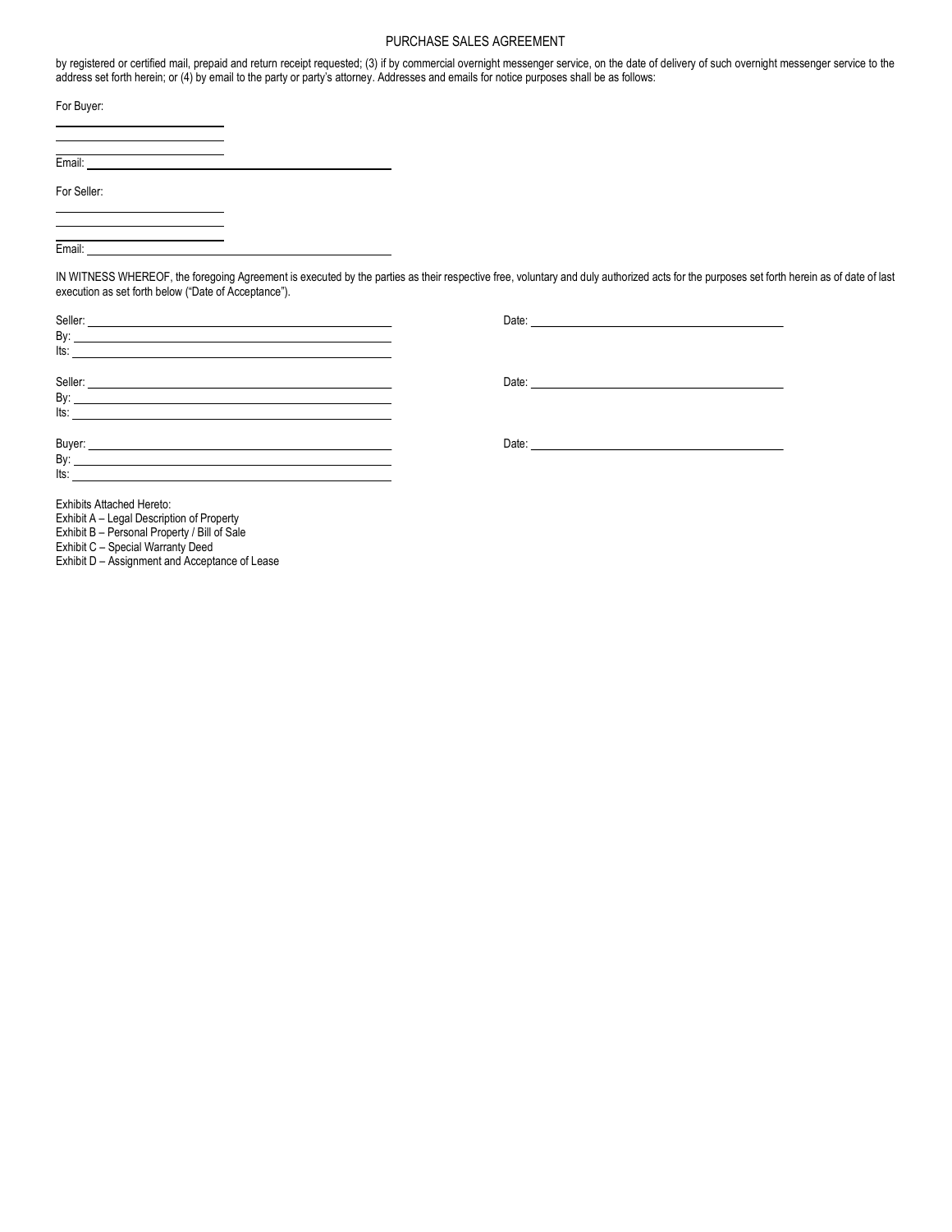by registered or certified mail, prepaid and return receipt requested; (3) if by commercial overnight messenger service, on the date of delivery of such overnight messenger service to the address set forth herein; or (4) by email to the party or party's attorney. Addresses and emails for notice purposes shall be as follows:

For Buyer:

______________________________
______________________________
______________________________
Email: ______________________________________________

For Seller:

______________________________
______________________________
______________________________
Email: ______________________________________________

IN WITNESS WHEREOF, the foregoing Agreement is executed by the parties as their respective free, voluntary and duly authorized acts for the purposes set forth herein as of date of last execution as set forth below ("Date of Acceptance").

Seller: ______________________________________________ Date: ______________________________________
By: ______________________________________________
Its: ______________________________________________

Seller: ______________________________________________ Date: ______________________________________
By: ______________________________________________
Its: ______________________________________________

Buyer: ______________________________________________ Date: ______________________________________
By: ______________________________________________
Its: ______________________________________________

Exhibits Attached Hereto:
Exhibit A – Legal Description of Property
Exhibit B – Personal Property / Bill of Sale
Exhibit C – Special Warranty Deed
Exhibit D – Assignment and Acceptance of Lease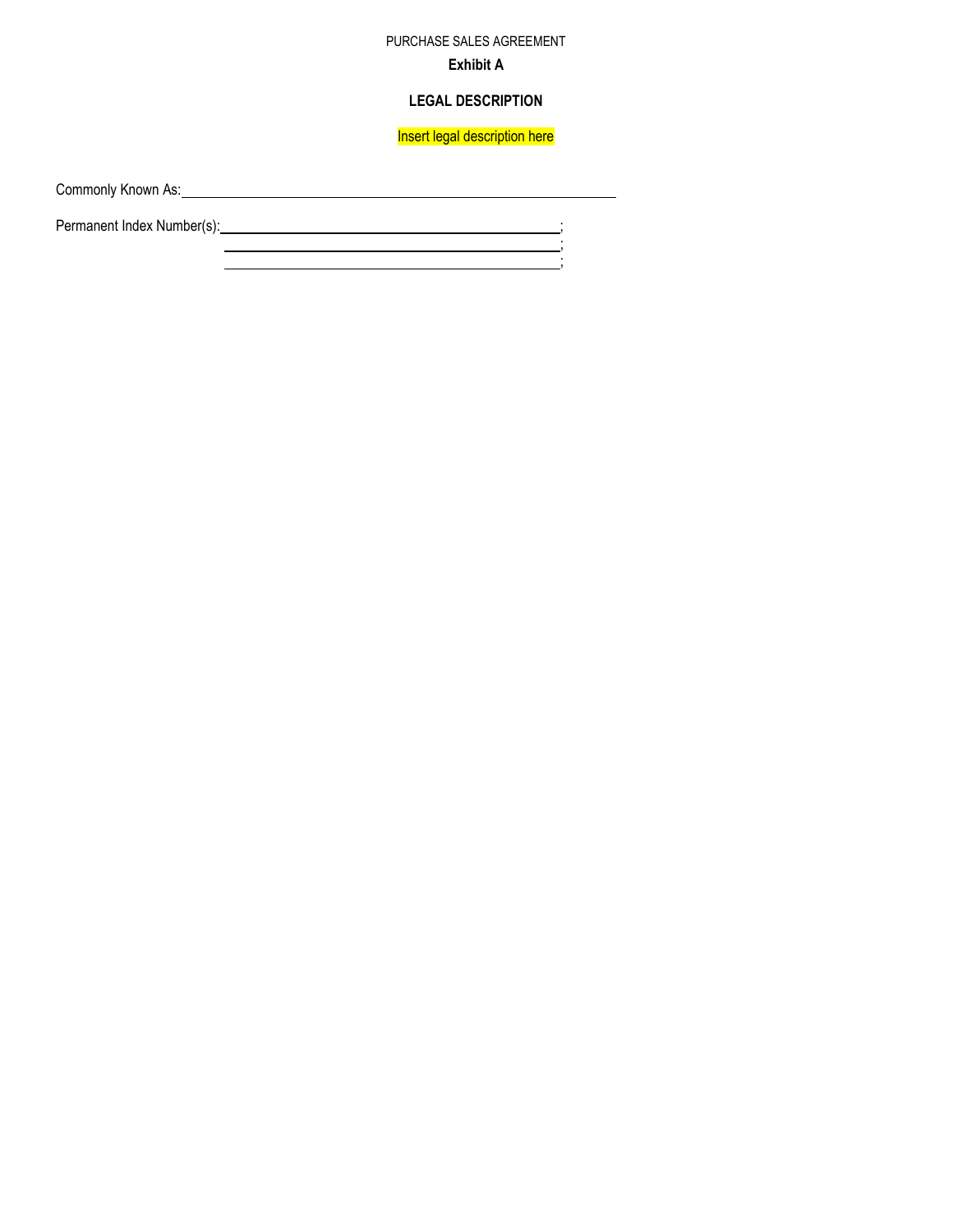PURCHASE SALES AGREEMENT

**Exhibit A**

**LEGAL DESCRIPTION**

Insert legal description here

Commonly Known As: ____________________________________________

Permanent Index Number(s): ____________________________________;
____________________________________;
____________________________________;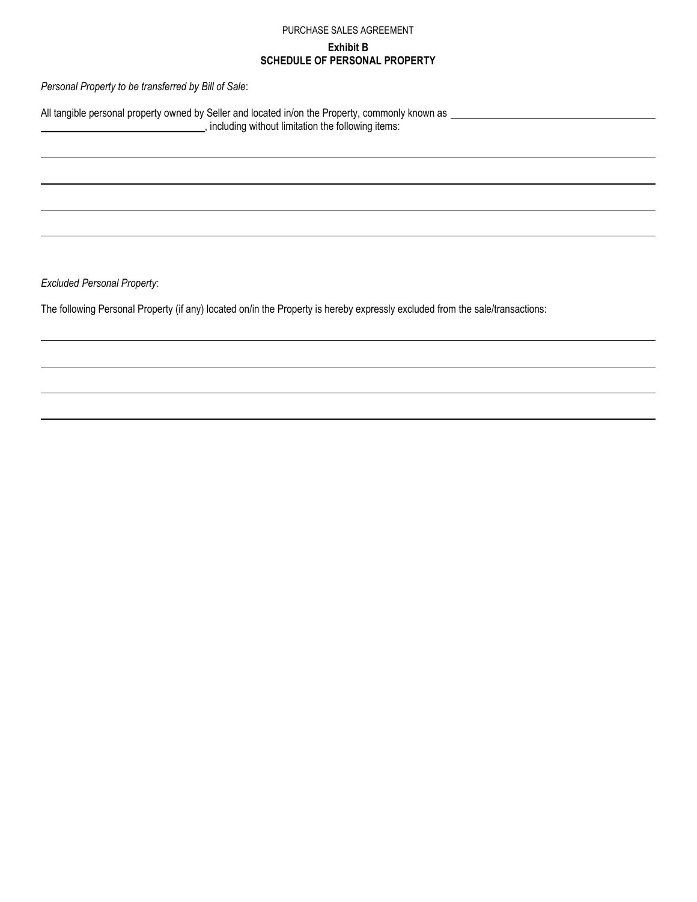PURCHASE SALES AGREEMENT

**Exhibit B**
**SCHEDULE OF PERSONAL PROPERTY**

*Personal Property to be transferred by Bill of Sale*:

All tangible personal property owned by Seller and located in/on the Property, commonly known as ______________________________________ ______________________________, including without limitation the following items:

______________________________________________________________________________

______________________________________________________________________________

______________________________________________________________________________

______________________________________________________________________________

*Excluded Personal Property*:

The following Personal Property (if any) located on/in the Property is hereby expressly excluded from the sale/transactions:

______________________________________________________________________________

______________________________________________________________________________

______________________________________________________________________________

______________________________________________________________________________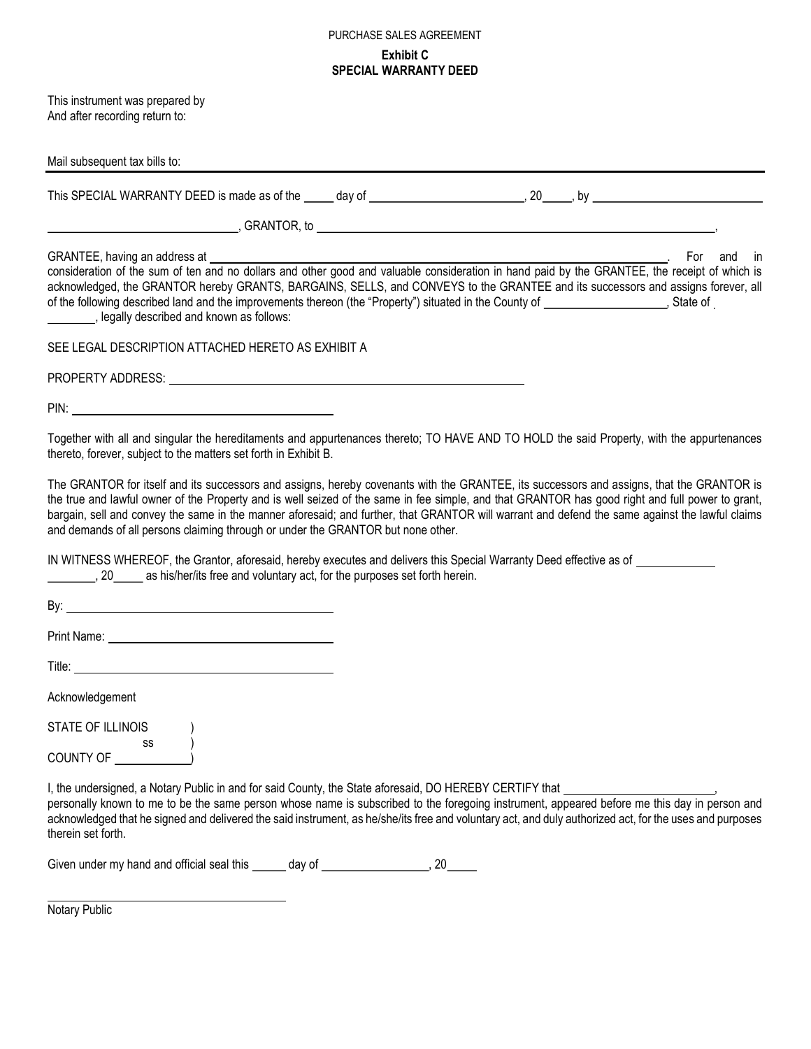PURCHASE SALES AGREEMENT

**Exhibit C**
**SPECIAL WARRANTY DEED**

This instrument was prepared by
And after recording return to:

Mail subsequent tax bills to:

---

This SPECIAL WARRANTY DEED is made as of the _____ day of ________________________, 20_____, by ____________________________

______________________________, GRANTOR, to ______________________________________________________________,

GRANTEE, having an address at ________________________________________________________________________. For and in consideration of the sum of ten and no dollars and other good and valuable consideration in hand paid by the GRANTEE, the receipt of which is acknowledged, the GRANTOR hereby GRANTS, BARGAINS, SELLS, and CONVEYS to the GRANTEE and its successors and assigns forever, all of the following described land and the improvements thereon (the "Property") situated in the County of ____________________, State of ________, legally described and known as follows:

SEE LEGAL DESCRIPTION ATTACHED HERETO AS EXHIBIT A

PROPERTY ADDRESS: ____________________________________________________________

PIN: ____________________________________________

Together with all and singular the hereditaments and appurtenances thereto; TO HAVE AND TO HOLD the said Property, with the appurtenances thereto, forever, subject to the matters set forth in Exhibit B.

The GRANTOR for itself and its successors and assigns, hereby covenants with the GRANTEE, its successors and assigns, that the GRANTOR is the true and lawful owner of the Property and is well seized of the same in fee simple, and that GRANTOR has good right and full power to grant, bargain, sell and convey the same in the manner aforesaid; and further, that GRANTOR will warrant and defend the same against the lawful claims and demands of all persons claiming through or under the GRANTOR but none other.

IN WITNESS WHEREOF, the Grantor, aforesaid, hereby executes and delivers this Special Warranty Deed effective as of _____________ ________, 20_____ as his/her/its free and voluntary act, for the purposes set forth herein.

By: ____________________________________________

Print Name: ____________________________________

Title: __________________________________________

Acknowledgement

STATE OF ILLINOIS )
ss )
COUNTY OF ____________)

I, the undersigned, a Notary Public in and for said County, the State aforesaid, DO HEREBY CERTIFY that _________________________, personally known to me to be the same person whose name is subscribed to the foregoing instrument, appeared before me this day in person and acknowledged that he signed and delivered the said instrument, as he/she/its free and voluntary act, and duly authorized act, for the uses and purposes therein set forth.

Given under my hand and official seal this ______ day of _________________, 20_____

______________________________________
Notary Public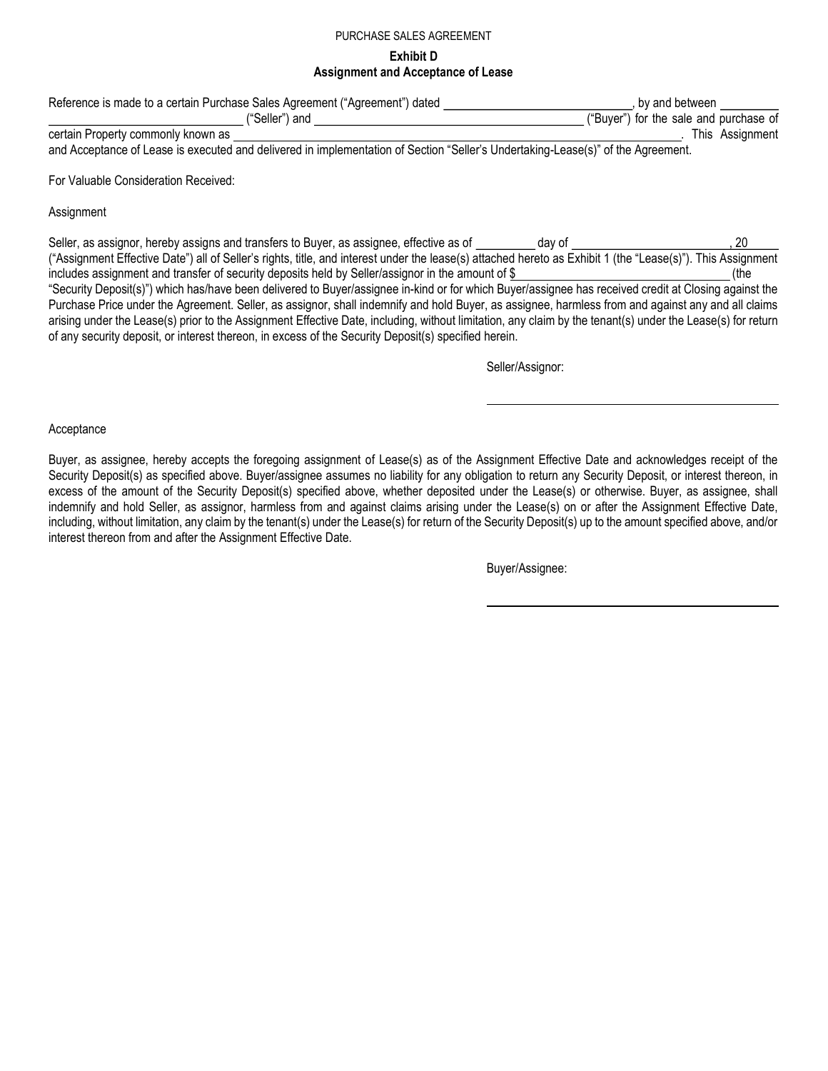PURCHASE SALES AGREEMENT

**Exhibit D**
**Assignment and Acceptance of Lease**

Reference is made to a certain Purchase Sales Agreement ("Agreement") dated ____________________________, by and between ____________________________________ ("Seller") and ____________________________________________ ("Buyer") for the sale and purchase of certain Property commonly known as ____________________________________________________________________________. This Assignment and Acceptance of Lease is executed and delivered in implementation of Section "Seller's Undertaking-Lease(s)" of the Agreement.

For Valuable Consideration Received:

Assignment

Seller, as assignor, hereby assigns and transfers to Buyer, as assignee, effective as of _________ day of ________________________, 20_____ ("Assignment Effective Date") all of Seller's rights, title, and interest under the lease(s) attached hereto as Exhibit 1 (the "Lease(s)"). This Assignment includes assignment and transfer of security deposits held by Seller/assignor in the amount of $_________________________________ (the "Security Deposit(s)") which has/have been delivered to Buyer/assignee in-kind or for which Buyer/assignee has received credit at Closing against the Purchase Price under the Agreement. Seller, as assignor, shall indemnify and hold Buyer, as assignee, harmless from and against any and all claims arising under the Lease(s) prior to the Assignment Effective Date, including, without limitation, any claim by the tenant(s) under the Lease(s) for return of any security deposit, or interest thereon, in excess of the Security Deposit(s) specified herein.

Seller/Assignor:

_____________________________________________

Acceptance

Buyer, as assignee, hereby accepts the foregoing assignment of Lease(s) as of the Assignment Effective Date and acknowledges receipt of the Security Deposit(s) as specified above. Buyer/assignee assumes no liability for any obligation to return any Security Deposit, or interest thereon, in excess of the amount of the Security Deposit(s) specified above, whether deposited under the Lease(s) or otherwise. Buyer, as assignee, shall indemnify and hold Seller, as assignor, harmless from and against claims arising under the Lease(s) on or after the Assignment Effective Date, including, without limitation, any claim by the tenant(s) under the Lease(s) for return of the Security Deposit(s) up to the amount specified above, and/or interest thereon from and after the Assignment Effective Date.

Buyer/Assignee:

_____________________________________________